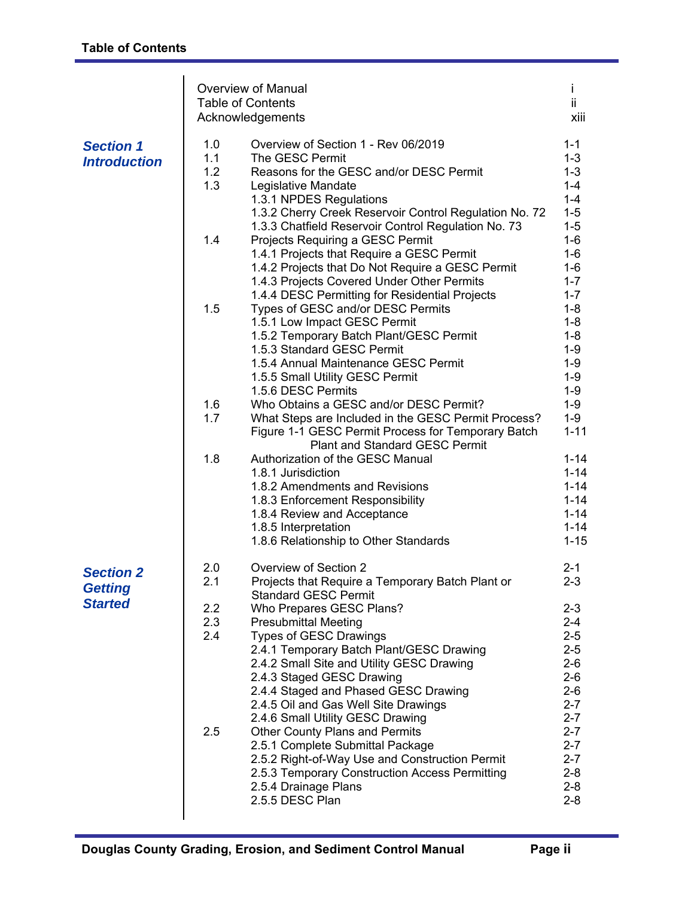# Table of Contents

| | | |
|---|---|---|
| Overview of Manual | | i |
| Table of Contents | | ii |
| Acknowledgements | | xiii |

## *Section 1 Introduction*

| | | |
|---|---|---|
| 1.0 | Overview of Section 1 - Rev 06/2019 | 1-1 |
| 1.1 | The GESC Permit | 1-3 |
| 1.2 | Reasons for the GESC and/or DESC Permit | 1-3 |
| 1.3 | Legislative Mandate | 1-4 |
| | 1.3.1 NPDES Regulations | 1-4 |
| | 1.3.2 Cherry Creek Reservoir Control Regulation No. 72 | 1-5 |
| | 1.3.3 Chatfield Reservoir Control Regulation No. 73 | 1-5 |
| 1.4 | Projects Requiring a GESC Permit | 1-6 |
| | 1.4.1 Projects that Require a GESC Permit | 1-6 |
| | 1.4.2 Projects that Do Not Require a GESC Permit | 1-6 |
| | 1.4.3 Projects Covered Under Other Permits | 1-7 |
| | 1.4.4 DESC Permitting for Residential Projects | 1-7 |
| 1.5 | Types of GESC and/or DESC Permits | 1-8 |
| | 1.5.1 Low Impact GESC Permit | 1-8 |
| | 1.5.2 Temporary Batch Plant/GESC Permit | 1-8 |
| | 1.5.3 Standard GESC Permit | 1-9 |
| | 1.5.4 Annual Maintenance GESC Permit | 1-9 |
| | 1.5.5 Small Utility GESC Permit | 1-9 |
| | 1.5.6 DESC Permits | 1-9 |
| 1.6 | Who Obtains a GESC and/or DESC Permit? | 1-9 |
| 1.7 | What Steps are Included in the GESC Permit Process? | 1-9 |
| | Figure 1-1 GESC Permit Process for Temporary Batch Plant and Standard GESC Permit | 1-11 |
| 1.8 | Authorization of the GESC Manual | 1-14 |
| | 1.8.1 Jurisdiction | 1-14 |
| | 1.8.2 Amendments and Revisions | 1-14 |
| | 1.8.3 Enforcement Responsibility | 1-14 |
| | 1.8.4 Review and Acceptance | 1-14 |
| | 1.8.5 Interpretation | 1-14 |
| | 1.8.6 Relationship to Other Standards | 1-15 |

## *Section 2 Getting Started*

| | | |
|---|---|---|
| 2.0 | Overview of Section 2 | 2-1 |
| 2.1 | Projects that Require a Temporary Batch Plant or Standard GESC Permit | 2-3 |
| 2.2 | Who Prepares GESC Plans? | 2-3 |
| 2.3 | Presubmittal Meeting | 2-4 |
| 2.4 | Types of GESC Drawings | 2-5 |
| | 2.4.1 Temporary Batch Plant/GESC Drawing | 2-5 |
| | 2.4.2 Small Site and Utility GESC Drawing | 2-6 |
| | 2.4.3 Staged GESC Drawing | 2-6 |
| | 2.4.4 Staged and Phased GESC Drawing | 2-6 |
| | 2.4.5 Oil and Gas Well Site Drawings | 2-7 |
| | 2.4.6 Small Utility GESC Drawing | 2-7 |
| 2.5 | Other County Plans and Permits | 2-7 |
| | 2.5.1 Complete Submittal Package | 2-7 |
| | 2.5.2 Right-of-Way Use and Construction Permit | 2-7 |
| | 2.5.3 Temporary Construction Access Permitting | 2-8 |
| | 2.5.4 Drainage Plans | 2-8 |
| | 2.5.5 DESC Plan | 2-8 |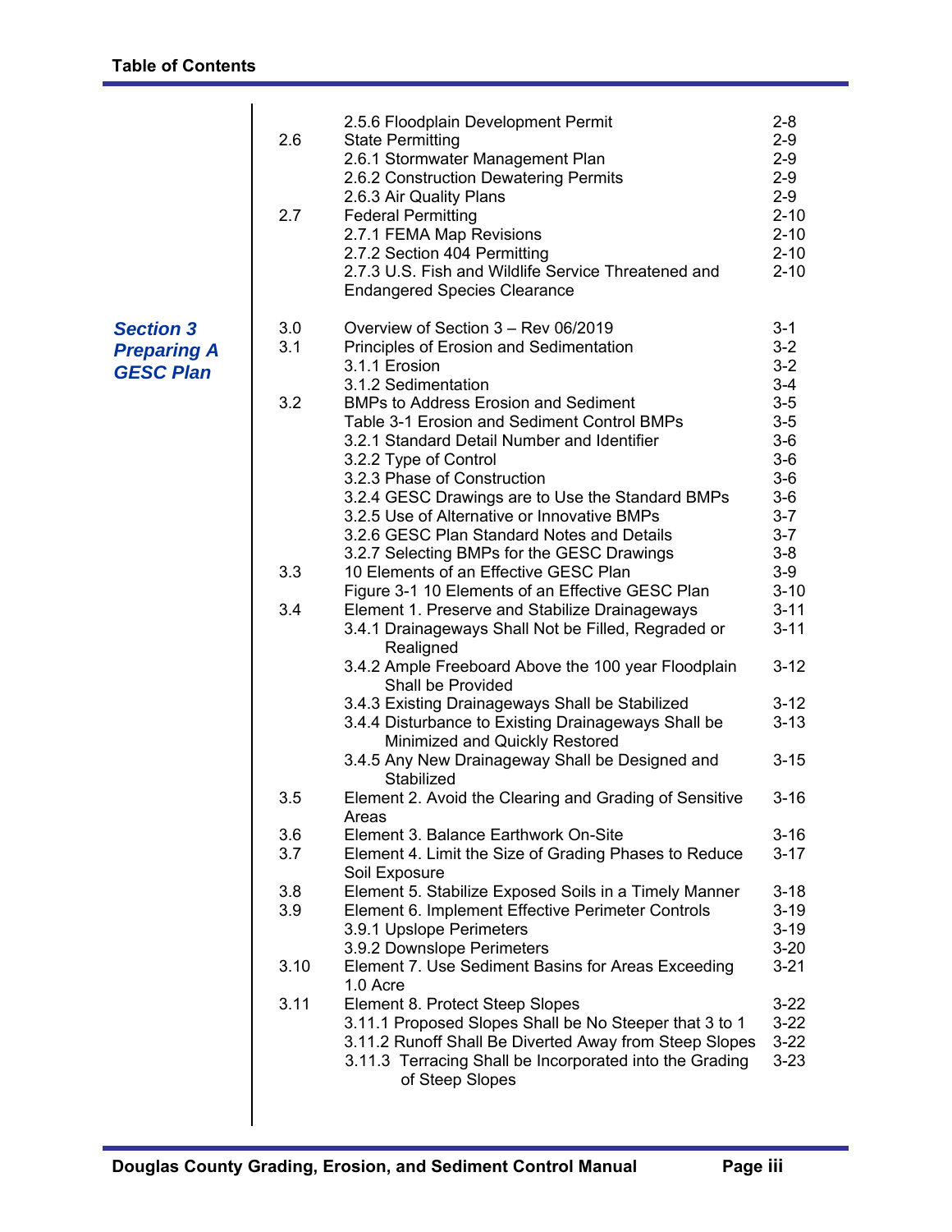| | | | |
|---|---|---|---|
| | | 2.5.6 Floodplain Development Permit | 2-8 |
| | 2.6 | State Permitting | 2-9 |
| | | 2.6.1 Stormwater Management Plan | 2-9 |
| | | 2.6.2 Construction Dewatering Permits | 2-9 |
| | | 2.6.3 Air Quality Plans | 2-9 |
| | 2.7 | Federal Permitting | 2-10 |
| | | 2.7.1 FEMA Map Revisions | 2-10 |
| | | 2.7.2 Section 404 Permitting | 2-10 |
| | | 2.7.3 U.S. Fish and Wildlife Service Threatened and Endangered Species Clearance | 2-10 |
| ***Section 3 Preparing A GESC Plan*** | 3.0 | Overview of Section 3 – Rev 06/2019 | 3-1 |
| | 3.1 | Principles of Erosion and Sedimentation | 3-2 |
| | | 3.1.1 Erosion | 3-2 |
| | | 3.1.2 Sedimentation | 3-4 |
| | 3.2 | BMPs to Address Erosion and Sediment | 3-5 |
| | | Table 3-1 Erosion and Sediment Control BMPs | 3-5 |
| | | 3.2.1 Standard Detail Number and Identifier | 3-6 |
| | | 3.2.2 Type of Control | 3-6 |
| | | 3.2.3 Phase of Construction | 3-6 |
| | | 3.2.4 GESC Drawings are to Use the Standard BMPs | 3-6 |
| | | 3.2.5 Use of Alternative or Innovative BMPs | 3-7 |
| | | 3.2.6 GESC Plan Standard Notes and Details | 3-7 |
| | | 3.2.7 Selecting BMPs for the GESC Drawings | 3-8 |
| | 3.3 | 10 Elements of an Effective GESC Plan | 3-9 |
| | | Figure 3-1 10 Elements of an Effective GESC Plan | 3-10 |
| | 3.4 | Element 1. Preserve and Stabilize Drainageways | 3-11 |
| | | 3.4.1 Drainageways Shall Not be Filled, Regraded or Realigned | 3-11 |
| | | 3.4.2 Ample Freeboard Above the 100 year Floodplain Shall be Provided | 3-12 |
| | | 3.4.3 Existing Drainageways Shall be Stabilized | 3-12 |
| | | 3.4.4 Disturbance to Existing Drainageways Shall be Minimized and Quickly Restored | 3-13 |
| | | 3.4.5 Any New Drainageway Shall be Designed and Stabilized | 3-15 |
| | 3.5 | Element 2. Avoid the Clearing and Grading of Sensitive Areas | 3-16 |
| | 3.6 | Element 3. Balance Earthwork On-Site | 3-16 |
| | 3.7 | Element 4. Limit the Size of Grading Phases to Reduce Soil Exposure | 3-17 |
| | 3.8 | Element 5. Stabilize Exposed Soils in a Timely Manner | 3-18 |
| | 3.9 | Element 6. Implement Effective Perimeter Controls | 3-19 |
| | | 3.9.1 Upslope Perimeters | 3-19 |
| | | 3.9.2 Downslope Perimeters | 3-20 |
| | 3.10 | Element 7. Use Sediment Basins for Areas Exceeding 1.0 Acre | 3-21 |
| | 3.11 | Element 8. Protect Steep Slopes | 3-22 |
| | | 3.11.1 Proposed Slopes Shall be No Steeper that 3 to 1 | 3-22 |
| | | 3.11.2 Runoff Shall Be Diverted Away from Steep Slopes | 3-22 |
| | | 3.11.3 Terracing Shall be Incorporated into the Grading of Steep Slopes | 3-23 |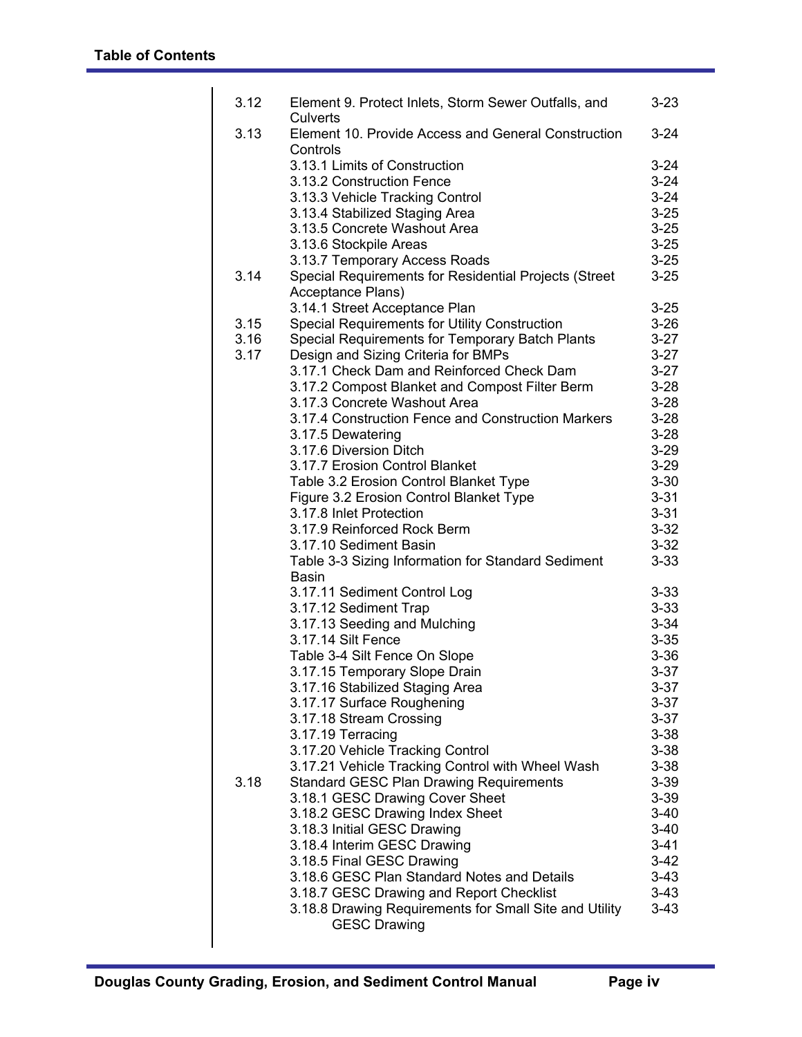| | | |
|---|---|---|
| 3.12 | Element 9. Protect Inlets, Storm Sewer Outfalls, and Culverts | 3-23 |
| 3.13 | Element 10. Provide Access and General Construction Controls | 3-24 |
| | 3.13.1 Limits of Construction | 3-24 |
| | 3.13.2 Construction Fence | 3-24 |
| | 3.13.3 Vehicle Tracking Control | 3-24 |
| | 3.13.4 Stabilized Staging Area | 3-25 |
| | 3.13.5 Concrete Washout Area | 3-25 |
| | 3.13.6 Stockpile Areas | 3-25 |
| | 3.13.7 Temporary Access Roads | 3-25 |
| 3.14 | Special Requirements for Residential Projects (Street Acceptance Plans) | 3-25 |
| | 3.14.1 Street Acceptance Plan | 3-25 |
| 3.15 | Special Requirements for Utility Construction | 3-26 |
| 3.16 | Special Requirements for Temporary Batch Plants | 3-27 |
| 3.17 | Design and Sizing Criteria for BMPs | 3-27 |
| | 3.17.1 Check Dam and Reinforced Check Dam | 3-27 |
| | 3.17.2 Compost Blanket and Compost Filter Berm | 3-28 |
| | 3.17.3 Concrete Washout Area | 3-28 |
| | 3.17.4 Construction Fence and Construction Markers | 3-28 |
| | 3.17.5 Dewatering | 3-28 |
| | 3.17.6 Diversion Ditch | 3-29 |
| | 3.17.7 Erosion Control Blanket | 3-29 |
| | Table 3.2 Erosion Control Blanket Type | 3-30 |
| | Figure 3.2 Erosion Control Blanket Type | 3-31 |
| | 3.17.8 Inlet Protection | 3-31 |
| | 3.17.9 Reinforced Rock Berm | 3-32 |
| | 3.17.10 Sediment Basin | 3-32 |
| | Table 3-3 Sizing Information for Standard Sediment Basin | 3-33 |
| | 3.17.11 Sediment Control Log | 3-33 |
| | 3.17.12 Sediment Trap | 3-33 |
| | 3.17.13 Seeding and Mulching | 3-34 |
| | 3.17.14 Silt Fence | 3-35 |
| | Table 3-4 Silt Fence On Slope | 3-36 |
| | 3.17.15 Temporary Slope Drain | 3-37 |
| | 3.17.16 Stabilized Staging Area | 3-37 |
| | 3.17.17 Surface Roughening | 3-37 |
| | 3.17.18 Stream Crossing | 3-37 |
| | 3.17.19 Terracing | 3-38 |
| | 3.17.20 Vehicle Tracking Control | 3-38 |
| | 3.17.21 Vehicle Tracking Control with Wheel Wash | 3-38 |
| 3.18 | Standard GESC Plan Drawing Requirements | 3-39 |
| | 3.18.1 GESC Drawing Cover Sheet | 3-39 |
| | 3.18.2 GESC Drawing Index Sheet | 3-40 |
| | 3.18.3 Initial GESC Drawing | 3-40 |
| | 3.18.4 Interim GESC Drawing | 3-41 |
| | 3.18.5 Final GESC Drawing | 3-42 |
| | 3.18.6 GESC Plan Standard Notes and Details | 3-43 |
| | 3.18.7 GESC Drawing and Report Checklist | 3-43 |
| | 3.18.8 Drawing Requirements for Small Site and Utility GESC Drawing | 3-43 |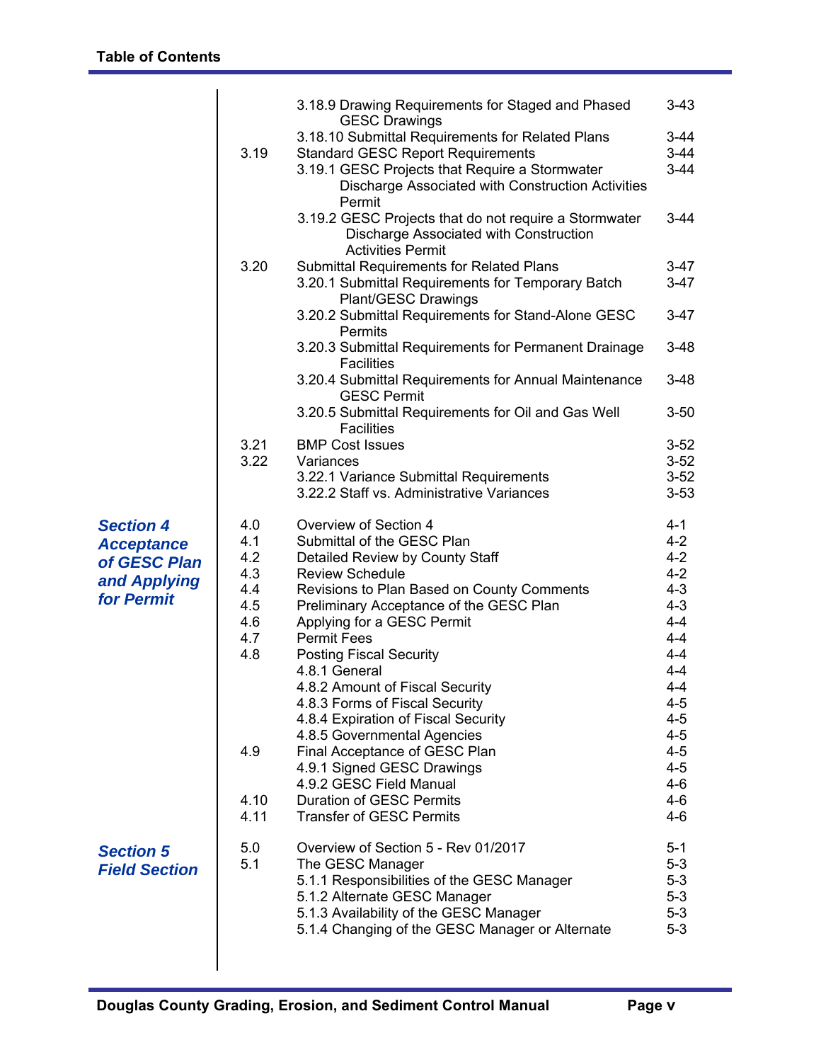## Table of Contents

| | | | |
|---|---|---|---|
| | | 3.18.9 Drawing Requirements for Staged and Phased GESC Drawings | 3-43 |
| | | 3.18.10 Submittal Requirements for Related Plans | 3-44 |
| | 3.19 | Standard GESC Report Requirements | 3-44 |
| | | 3.19.1 GESC Projects that Require a Stormwater Discharge Associated with Construction Activities Permit | 3-44 |
| | | 3.19.2 GESC Projects that do not require a Stormwater Discharge Associated with Construction Activities Permit | 3-44 |
| | 3.20 | Submittal Requirements for Related Plans | 3-47 |
| | | 3.20.1 Submittal Requirements for Temporary Batch Plant/GESC Drawings | 3-47 |
| | | 3.20.2 Submittal Requirements for Stand-Alone GESC Permits | 3-47 |
| | | 3.20.3 Submittal Requirements for Permanent Drainage Facilities | 3-48 |
| | | 3.20.4 Submittal Requirements for Annual Maintenance GESC Permit | 3-48 |
| | | 3.20.5 Submittal Requirements for Oil and Gas Well Facilities | 3-50 |
| | 3.21 | BMP Cost Issues | 3-52 |
| | 3.22 | Variances | 3-52 |
| | | 3.22.1 Variance Submittal Requirements | 3-52 |
| | | 3.22.2 Staff vs. Administrative Variances | 3-53 |
| ***Section 4 Acceptance of GESC Plan and Applying for Permit*** | 4.0 | Overview of Section 4 | 4-1 |
| | 4.1 | Submittal of the GESC Plan | 4-2 |
| | 4.2 | Detailed Review by County Staff | 4-2 |
| | 4.3 | Review Schedule | 4-2 |
| | 4.4 | Revisions to Plan Based on County Comments | 4-3 |
| | 4.5 | Preliminary Acceptance of the GESC Plan | 4-3 |
| | 4.6 | Applying for a GESC Permit | 4-4 |
| | 4.7 | Permit Fees | 4-4 |
| | 4.8 | Posting Fiscal Security | 4-4 |
| | | 4.8.1 General | 4-4 |
| | | 4.8.2 Amount of Fiscal Security | 4-4 |
| | | 4.8.3 Forms of Fiscal Security | 4-5 |
| | | 4.8.4 Expiration of Fiscal Security | 4-5 |
| | | 4.8.5 Governmental Agencies | 4-5 |
| | 4.9 | Final Acceptance of GESC Plan | 4-5 |
| | | 4.9.1 Signed GESC Drawings | 4-5 |
| | | 4.9.2 GESC Field Manual | 4-6 |
| | 4.10 | Duration of GESC Permits | 4-6 |
| | 4.11 | Transfer of GESC Permits | 4-6 |
| ***Section 5 Field Section*** | 5.0 | Overview of Section 5 - Rev 01/2017 | 5-1 |
| | 5.1 | The GESC Manager | 5-3 |
| | | 5.1.1 Responsibilities of the GESC Manager | 5-3 |
| | | 5.1.2 Alternate GESC Manager | 5-3 |
| | | 5.1.3 Availability of the GESC Manager | 5-3 |
| | | 5.1.4 Changing of the GESC Manager or Alternate | 5-3 |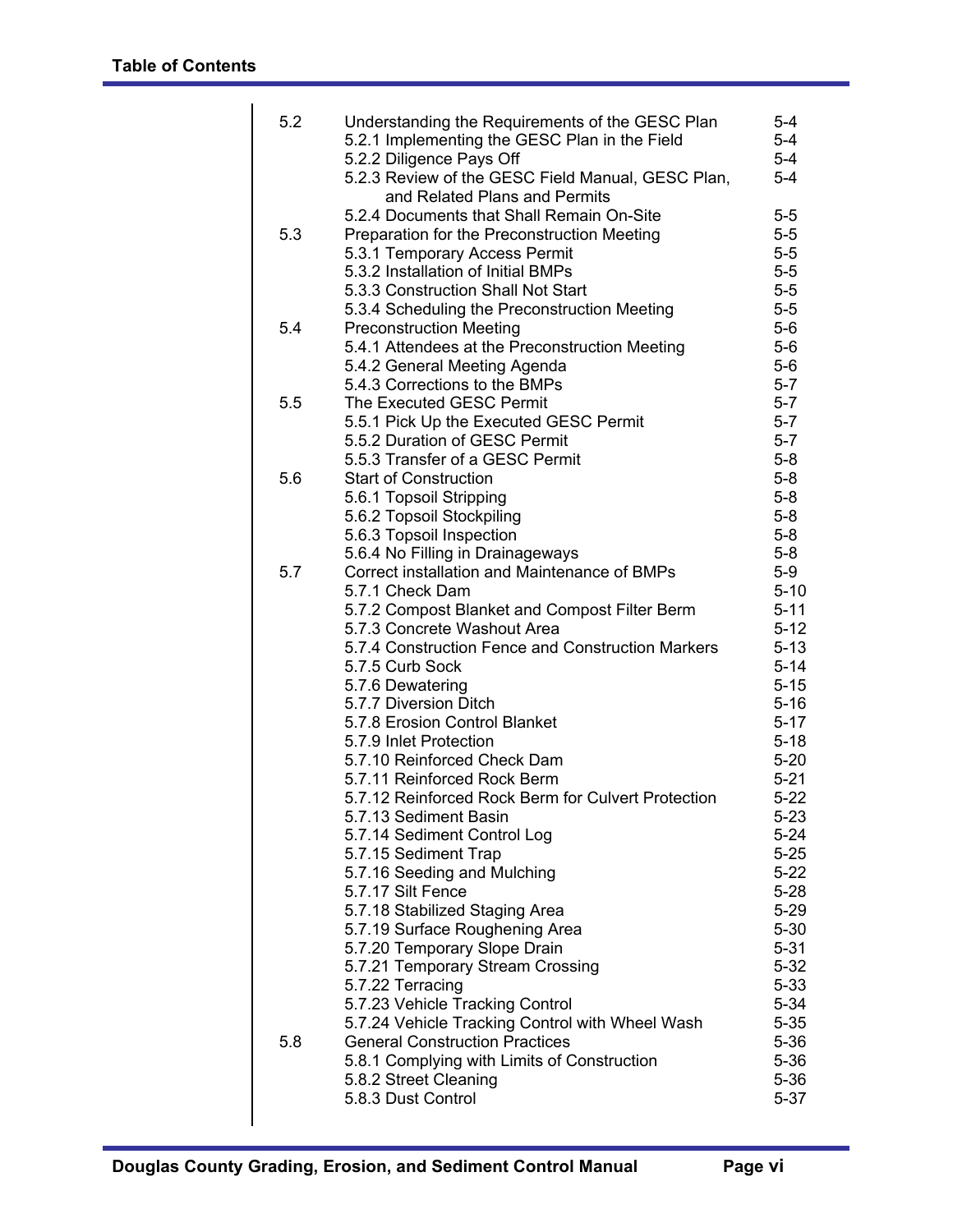| | | |
|---|---|---|
| 5.2 | Understanding the Requirements of the GESC Plan | 5-4 |
| | 5.2.1 Implementing the GESC Plan in the Field | 5-4 |
| | 5.2.2 Diligence Pays Off | 5-4 |
| | 5.2.3 Review of the GESC Field Manual, GESC Plan, and Related Plans and Permits | 5-4 |
| | 5.2.4 Documents that Shall Remain On-Site | 5-5 |
| 5.3 | Preparation for the Preconstruction Meeting | 5-5 |
| | 5.3.1 Temporary Access Permit | 5-5 |
| | 5.3.2 Installation of Initial BMPs | 5-5 |
| | 5.3.3 Construction Shall Not Start | 5-5 |
| | 5.3.4 Scheduling the Preconstruction Meeting | 5-5 |
| 5.4 | Preconstruction Meeting | 5-6 |
| | 5.4.1 Attendees at the Preconstruction Meeting | 5-6 |
| | 5.4.2 General Meeting Agenda | 5-6 |
| | 5.4.3 Corrections to the BMPs | 5-7 |
| 5.5 | The Executed GESC Permit | 5-7 |
| | 5.5.1 Pick Up the Executed GESC Permit | 5-7 |
| | 5.5.2 Duration of GESC Permit | 5-7 |
| | 5.5.3 Transfer of a GESC Permit | 5-8 |
| 5.6 | Start of Construction | 5-8 |
| | 5.6.1 Topsoil Stripping | 5-8 |
| | 5.6.2 Topsoil Stockpiling | 5-8 |
| | 5.6.3 Topsoil Inspection | 5-8 |
| | 5.6.4 No Filling in Drainageways | 5-8 |
| 5.7 | Correct installation and Maintenance of BMPs | 5-9 |
| | 5.7.1 Check Dam | 5-10 |
| | 5.7.2 Compost Blanket and Compost Filter Berm | 5-11 |
| | 5.7.3 Concrete Washout Area | 5-12 |
| | 5.7.4 Construction Fence and Construction Markers | 5-13 |
| | 5.7.5 Curb Sock | 5-14 |
| | 5.7.6 Dewatering | 5-15 |
| | 5.7.7 Diversion Ditch | 5-16 |
| | 5.7.8 Erosion Control Blanket | 5-17 |
| | 5.7.9 Inlet Protection | 5-18 |
| | 5.7.10 Reinforced Check Dam | 5-20 |
| | 5.7.11 Reinforced Rock Berm | 5-21 |
| | 5.7.12 Reinforced Rock Berm for Culvert Protection | 5-22 |
| | 5.7.13 Sediment Basin | 5-23 |
| | 5.7.14 Sediment Control Log | 5-24 |
| | 5.7.15 Sediment Trap | 5-25 |
| | 5.7.16 Seeding and Mulching | 5-22 |
| | 5.7.17 Silt Fence | 5-28 |
| | 5.7.18 Stabilized Staging Area | 5-29 |
| | 5.7.19 Surface Roughening Area | 5-30 |
| | 5.7.20 Temporary Slope Drain | 5-31 |
| | 5.7.21 Temporary Stream Crossing | 5-32 |
| | 5.7.22 Terracing | 5-33 |
| | 5.7.23 Vehicle Tracking Control | 5-34 |
| | 5.7.24 Vehicle Tracking Control with Wheel Wash | 5-35 |
| 5.8 | General Construction Practices | 5-36 |
| | 5.8.1 Complying with Limits of Construction | 5-36 |
| | 5.8.2 Street Cleaning | 5-36 |
| | 5.8.3 Dust Control | 5-37 |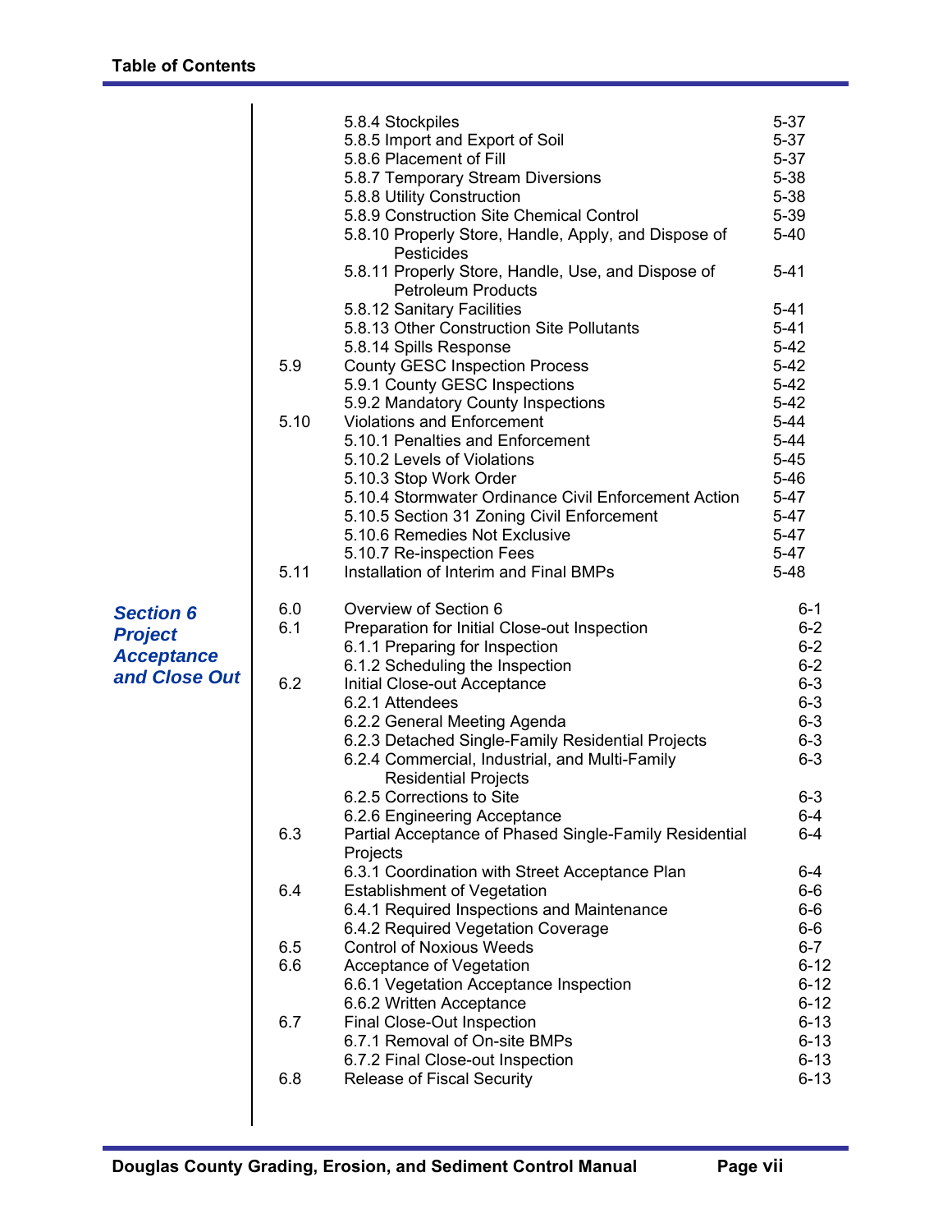| | | | |
|---|---|---|---|
| | | 5.8.4 Stockpiles | 5-37 |
| | | 5.8.5 Import and Export of Soil | 5-37 |
| | | 5.8.6 Placement of Fill | 5-37 |
| | | 5.8.7 Temporary Stream Diversions | 5-38 |
| | | 5.8.8 Utility Construction | 5-38 |
| | | 5.8.9 Construction Site Chemical Control | 5-39 |
| | | 5.8.10 Properly Store, Handle, Apply, and Dispose of Pesticides | 5-40 |
| | | 5.8.11 Properly Store, Handle, Use, and Dispose of Petroleum Products | 5-41 |
| | | 5.8.12 Sanitary Facilities | 5-41 |
| | | 5.8.13 Other Construction Site Pollutants | 5-41 |
| | | 5.8.14 Spills Response | 5-42 |
| | 5.9 | County GESC Inspection Process | 5-42 |
| | | 5.9.1 County GESC Inspections | 5-42 |
| | | 5.9.2 Mandatory County Inspections | 5-42 |
| | 5.10 | Violations and Enforcement | 5-44 |
| | | 5.10.1 Penalties and Enforcement | 5-44 |
| | | 5.10.2 Levels of Violations | 5-45 |
| | | 5.10.3 Stop Work Order | 5-46 |
| | | 5.10.4 Stormwater Ordinance Civil Enforcement Action | 5-47 |
| | | 5.10.5 Section 31 Zoning Civil Enforcement | 5-47 |
| | | 5.10.6 Remedies Not Exclusive | 5-47 |
| | | 5.10.7 Re-inspection Fees | 5-47 |
| | 5.11 | Installation of Interim and Final BMPs | 5-48 |
| ***Section 6 Project Acceptance and Close Out*** | 6.0 | Overview of Section 6 | 6-1 |
| | 6.1 | Preparation for Initial Close-out Inspection | 6-2 |
| | | 6.1.1 Preparing for Inspection | 6-2 |
| | | 6.1.2 Scheduling the Inspection | 6-2 |
| | 6.2 | Initial Close-out Acceptance | 6-3 |
| | | 6.2.1 Attendees | 6-3 |
| | | 6.2.2 General Meeting Agenda | 6-3 |
| | | 6.2.3 Detached Single-Family Residential Projects | 6-3 |
| | | 6.2.4 Commercial, Industrial, and Multi-Family Residential Projects | 6-3 |
| | | 6.2.5 Corrections to Site | 6-3 |
| | | 6.2.6 Engineering Acceptance | 6-4 |
| | 6.3 | Partial Acceptance of Phased Single-Family Residential Projects | 6-4 |
| | | 6.3.1 Coordination with Street Acceptance Plan | 6-4 |
| | 6.4 | Establishment of Vegetation | 6-6 |
| | | 6.4.1 Required Inspections and Maintenance | 6-6 |
| | | 6.4.2 Required Vegetation Coverage | 6-6 |
| | 6.5 | Control of Noxious Weeds | 6-7 |
| | 6.6 | Acceptance of Vegetation | 6-12 |
| | | 6.6.1 Vegetation Acceptance Inspection | 6-12 |
| | | 6.6.2 Written Acceptance | 6-12 |
| | 6.7 | Final Close-Out Inspection | 6-13 |
| | | 6.7.1 Removal of On-site BMPs | 6-13 |
| | | 6.7.2 Final Close-out Inspection | 6-13 |
| | 6.8 | Release of Fiscal Security | 6-13 |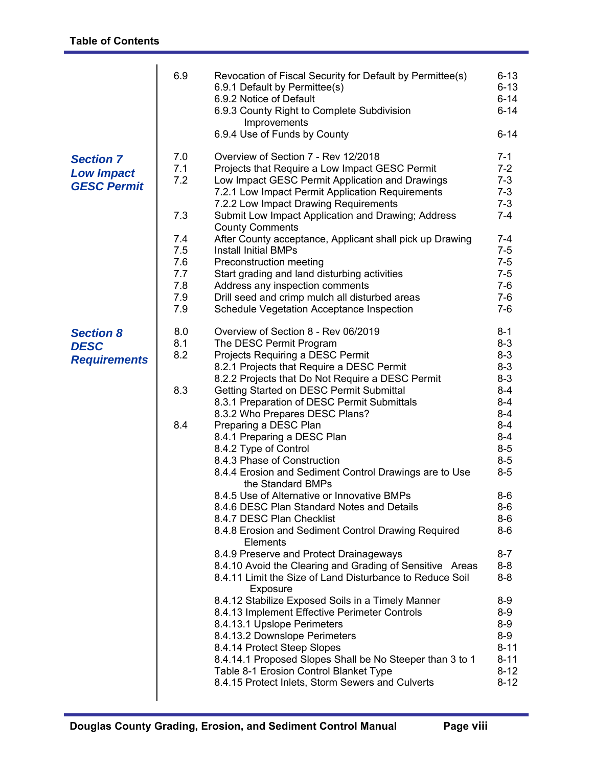| | | | |
|---|---|---|---|
| | 6.9 | Revocation of Fiscal Security for Default by Permittee(s) | 6-13 |
| | | 6.9.1 Default by Permittee(s) | 6-13 |
| | | 6.9.2 Notice of Default | 6-14 |
| | | 6.9.3 County Right to Complete Subdivision Improvements | 6-14 |
| | | 6.9.4 Use of Funds by County | 6-14 |
| ***Section 7 Low Impact GESC Permit*** | 7.0 | Overview of Section 7 - Rev 12/2018 | 7-1 |
| | 7.1 | Projects that Require a Low Impact GESC Permit | 7-2 |
| | 7.2 | Low Impact GESC Permit Application and Drawings | 7-3 |
| | | 7.2.1 Low Impact Permit Application Requirements | 7-3 |
| | | 7.2.2 Low Impact Drawing Requirements | 7-3 |
| | 7.3 | Submit Low Impact Application and Drawing; Address County Comments | 7-4 |
| | 7.4 | After County acceptance, Applicant shall pick up Drawing | 7-4 |
| | 7.5 | Install Initial BMPs | 7-5 |
| | 7.6 | Preconstruction meeting | 7-5 |
| | 7.7 | Start grading and land disturbing activities | 7-5 |
| | 7.8 | Address any inspection comments | 7-6 |
| | 7.9 | Drill seed and crimp mulch all disturbed areas | 7-6 |
| | 7.9 | Schedule Vegetation Acceptance Inspection | 7-6 |
| ***Section 8 DESC Requirements*** | 8.0 | Overview of Section 8 - Rev 06/2019 | 8-1 |
| | 8.1 | The DESC Permit Program | 8-3 |
| | 8.2 | Projects Requiring a DESC Permit | 8-3 |
| | | 8.2.1 Projects that Require a DESC Permit | 8-3 |
| | | 8.2.2 Projects that Do Not Require a DESC Permit | 8-3 |
| | 8.3 | Getting Started on DESC Permit Submittal | 8-4 |
| | | 8.3.1 Preparation of DESC Permit Submittals | 8-4 |
| | | 8.3.2 Who Prepares DESC Plans? | 8-4 |
| | 8.4 | Preparing a DESC Plan | 8-4 |
| | | 8.4.1 Preparing a DESC Plan | 8-4 |
| | | 8.4.2 Type of Control | 8-5 |
| | | 8.4.3 Phase of Construction | 8-5 |
| | | 8.4.4 Erosion and Sediment Control Drawings are to Use the Standard BMPs | 8-5 |
| | | 8.4.5 Use of Alternative or Innovative BMPs | 8-6 |
| | | 8.4.6 DESC Plan Standard Notes and Details | 8-6 |
| | | 8.4.7 DESC Plan Checklist | 8-6 |
| | | 8.4.8 Erosion and Sediment Control Drawing Required Elements | 8-6 |
| | | 8.4.9 Preserve and Protect Drainageways | 8-7 |
| | | 8.4.10 Avoid the Clearing and Grading of Sensitive Areas | 8-8 |
| | | 8.4.11 Limit the Size of Land Disturbance to Reduce Soil Exposure | 8-8 |
| | | 8.4.12 Stabilize Exposed Soils in a Timely Manner | 8-9 |
| | | 8.4.13 Implement Effective Perimeter Controls | 8-9 |
| | | 8.4.13.1 Upslope Perimeters | 8-9 |
| | | 8.4.13.2 Downslope Perimeters | 8-9 |
| | | 8.4.14 Protect Steep Slopes | 8-11 |
| | | 8.4.14.1 Proposed Slopes Shall be No Steeper than 3 to 1 | 8-11 |
| | | Table 8-1 Erosion Control Blanket Type | 8-12 |
| | | 8.4.15 Protect Inlets, Storm Sewers and Culverts | 8-12 |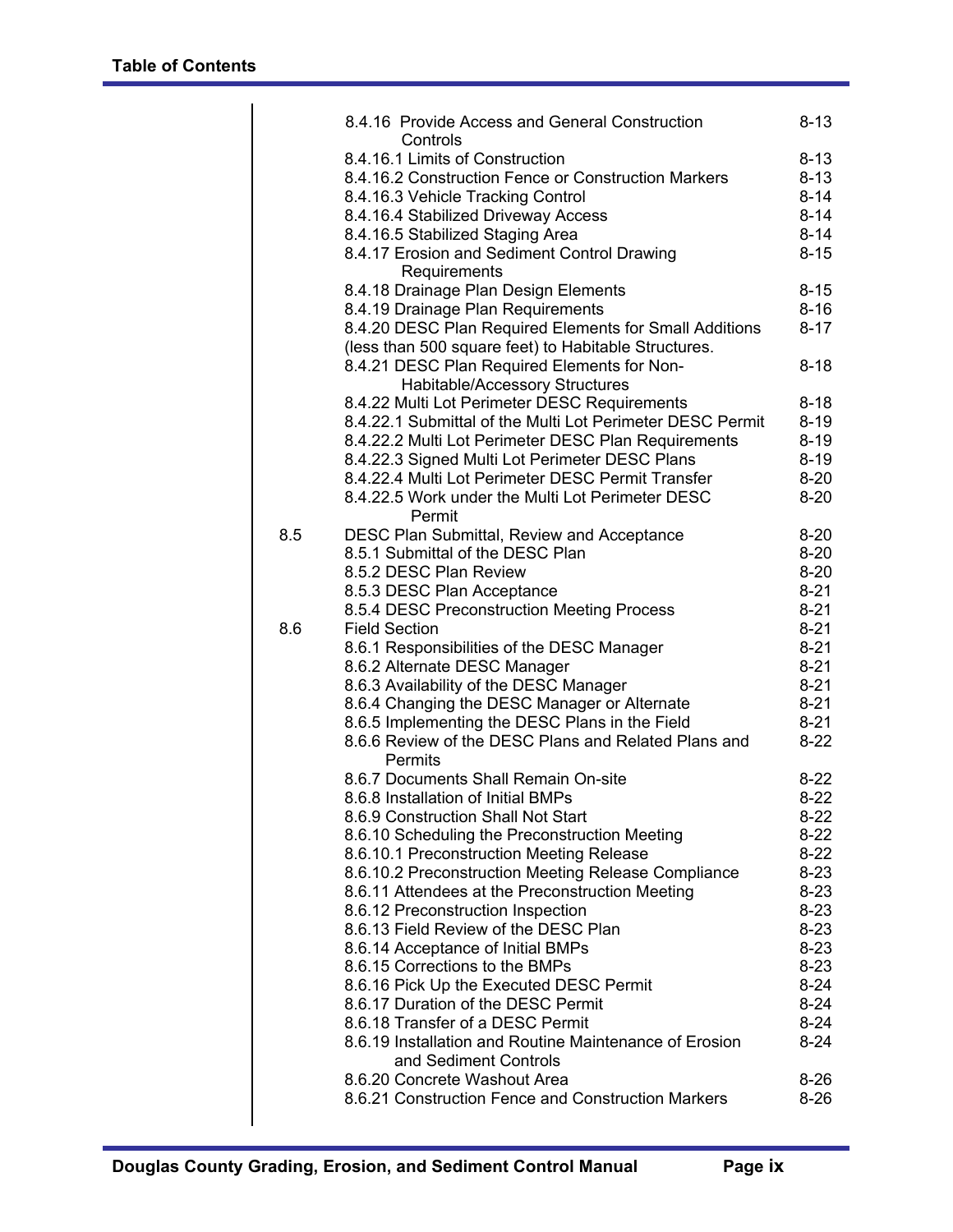| | | |
|---|---|---|
| | 8.4.16 Provide Access and General Construction Controls | 8-13 |
| | 8.4.16.1 Limits of Construction | 8-13 |
| | 8.4.16.2 Construction Fence or Construction Markers | 8-13 |
| | 8.4.16.3 Vehicle Tracking Control | 8-14 |
| | 8.4.16.4 Stabilized Driveway Access | 8-14 |
| | 8.4.16.5 Stabilized Staging Area | 8-14 |
| | 8.4.17 Erosion and Sediment Control Drawing Requirements | 8-15 |
| | 8.4.18 Drainage Plan Design Elements | 8-15 |
| | 8.4.19 Drainage Plan Requirements | 8-16 |
| | 8.4.20 DESC Plan Required Elements for Small Additions (less than 500 square feet) to Habitable Structures. | 8-17 |
| | 8.4.21 DESC Plan Required Elements for Non-Habitable/Accessory Structures | 8-18 |
| | 8.4.22 Multi Lot Perimeter DESC Requirements | 8-18 |
| | 8.4.22.1 Submittal of the Multi Lot Perimeter DESC Permit | 8-19 |
| | 8.4.22.2 Multi Lot Perimeter DESC Plan Requirements | 8-19 |
| | 8.4.22.3 Signed Multi Lot Perimeter DESC Plans | 8-19 |
| | 8.4.22.4 Multi Lot Perimeter DESC Permit Transfer | 8-20 |
| | 8.4.22.5 Work under the Multi Lot Perimeter DESC Permit | 8-20 |
| 8.5 | DESC Plan Submittal, Review and Acceptance | 8-20 |
| | 8.5.1 Submittal of the DESC Plan | 8-20 |
| | 8.5.2 DESC Plan Review | 8-20 |
| | 8.5.3 DESC Plan Acceptance | 8-21 |
| | 8.5.4 DESC Preconstruction Meeting Process | 8-21 |
| 8.6 | Field Section | 8-21 |
| | 8.6.1 Responsibilities of the DESC Manager | 8-21 |
| | 8.6.2 Alternate DESC Manager | 8-21 |
| | 8.6.3 Availability of the DESC Manager | 8-21 |
| | 8.6.4 Changing the DESC Manager or Alternate | 8-21 |
| | 8.6.5 Implementing the DESC Plans in the Field | 8-21 |
| | 8.6.6 Review of the DESC Plans and Related Plans and Permits | 8-22 |
| | 8.6.7 Documents Shall Remain On-site | 8-22 |
| | 8.6.8 Installation of Initial BMPs | 8-22 |
| | 8.6.9 Construction Shall Not Start | 8-22 |
| | 8.6.10 Scheduling the Preconstruction Meeting | 8-22 |
| | 8.6.10.1 Preconstruction Meeting Release | 8-22 |
| | 8.6.10.2 Preconstruction Meeting Release Compliance | 8-23 |
| | 8.6.11 Attendees at the Preconstruction Meeting | 8-23 |
| | 8.6.12 Preconstruction Inspection | 8-23 |
| | 8.6.13 Field Review of the DESC Plan | 8-23 |
| | 8.6.14 Acceptance of Initial BMPs | 8-23 |
| | 8.6.15 Corrections to the BMPs | 8-23 |
| | 8.6.16 Pick Up the Executed DESC Permit | 8-24 |
| | 8.6.17 Duration of the DESC Permit | 8-24 |
| | 8.6.18 Transfer of a DESC Permit | 8-24 |
| | 8.6.19 Installation and Routine Maintenance of Erosion and Sediment Controls | 8-24 |
| | 8.6.20 Concrete Washout Area | 8-26 |
| | 8.6.21 Construction Fence and Construction Markers | 8-26 |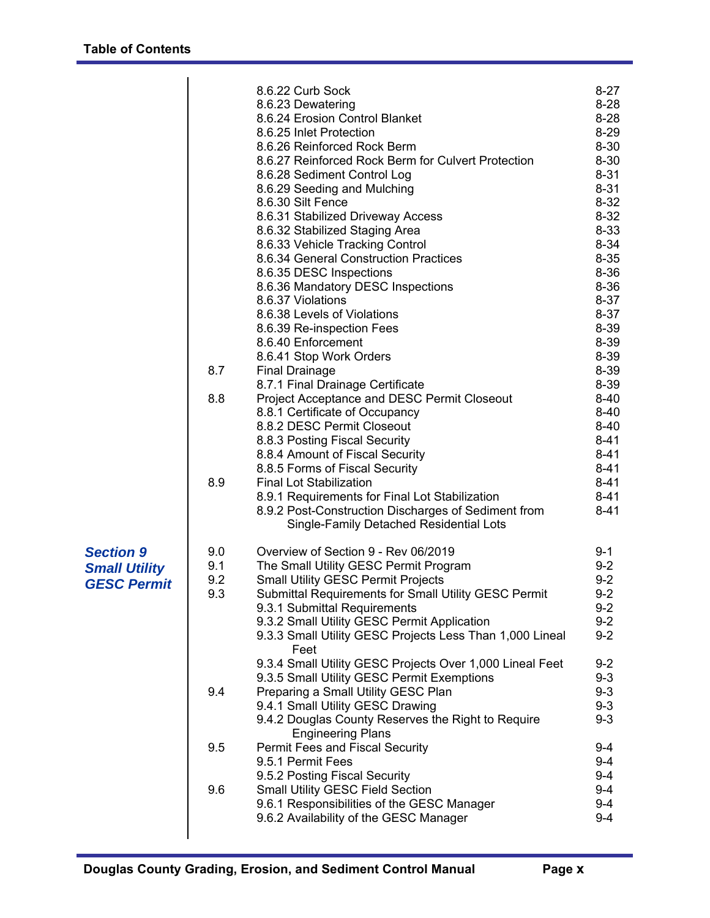| | | | |
|---|---|---|---|
| | | 8.6.22 Curb Sock | 8-27 |
| | | 8.6.23 Dewatering | 8-28 |
| | | 8.6.24 Erosion Control Blanket | 8-28 |
| | | 8.6.25 Inlet Protection | 8-29 |
| | | 8.6.26 Reinforced Rock Berm | 8-30 |
| | | 8.6.27 Reinforced Rock Berm for Culvert Protection | 8-30 |
| | | 8.6.28 Sediment Control Log | 8-31 |
| | | 8.6.29 Seeding and Mulching | 8-31 |
| | | 8.6.30 Silt Fence | 8-32 |
| | | 8.6.31 Stabilized Driveway Access | 8-32 |
| | | 8.6.32 Stabilized Staging Area | 8-33 |
| | | 8.6.33 Vehicle Tracking Control | 8-34 |
| | | 8.6.34 General Construction Practices | 8-35 |
| | | 8.6.35 DESC Inspections | 8-36 |
| | | 8.6.36 Mandatory DESC Inspections | 8-36 |
| | | 8.6.37 Violations | 8-37 |
| | | 8.6.38 Levels of Violations | 8-37 |
| | | 8.6.39 Re-inspection Fees | 8-39 |
| | | 8.6.40 Enforcement | 8-39 |
| | | 8.6.41 Stop Work Orders | 8-39 |
| | 8.7 | Final Drainage | 8-39 |
| | | 8.7.1 Final Drainage Certificate | 8-39 |
| | 8.8 | Project Acceptance and DESC Permit Closeout | 8-40 |
| | | 8.8.1 Certificate of Occupancy | 8-40 |
| | | 8.8.2 DESC Permit Closeout | 8-40 |
| | | 8.8.3 Posting Fiscal Security | 8-41 |
| | | 8.8.4 Amount of Fiscal Security | 8-41 |
| | | 8.8.5 Forms of Fiscal Security | 8-41 |
| | 8.9 | Final Lot Stabilization | 8-41 |
| | | 8.9.1 Requirements for Final Lot Stabilization | 8-41 |
| | | 8.9.2 Post-Construction Discharges of Sediment from Single-Family Detached Residential Lots | 8-41 |
| ***Section 9 Small Utility GESC Permit*** | 9.0 | Overview of Section 9 - Rev 06/2019 | 9-1 |
| | 9.1 | The Small Utility GESC Permit Program | 9-2 |
| | 9.2 | Small Utility GESC Permit Projects | 9-2 |
| | 9.3 | Submittal Requirements for Small Utility GESC Permit | 9-2 |
| | | 9.3.1 Submittal Requirements | 9-2 |
| | | 9.3.2 Small Utility GESC Permit Application | 9-2 |
| | | 9.3.3 Small Utility GESC Projects Less Than 1,000 Lineal Feet | 9-2 |
| | | 9.3.4 Small Utility GESC Projects Over 1,000 Lineal Feet | 9-2 |
| | | 9.3.5 Small Utility GESC Permit Exemptions | 9-3 |
| | 9.4 | Preparing a Small Utility GESC Plan | 9-3 |
| | | 9.4.1 Small Utility GESC Drawing | 9-3 |
| | | 9.4.2 Douglas County Reserves the Right to Require Engineering Plans | 9-3 |
| | 9.5 | Permit Fees and Fiscal Security | 9-4 |
| | | 9.5.1 Permit Fees | 9-4 |
| | | 9.5.2 Posting Fiscal Security | 9-4 |
| | 9.6 | Small Utility GESC Field Section | 9-4 |
| | | 9.6.1 Responsibilities of the GESC Manager | 9-4 |
| | | 9.6.2 Availability of the GESC Manager | 9-4 |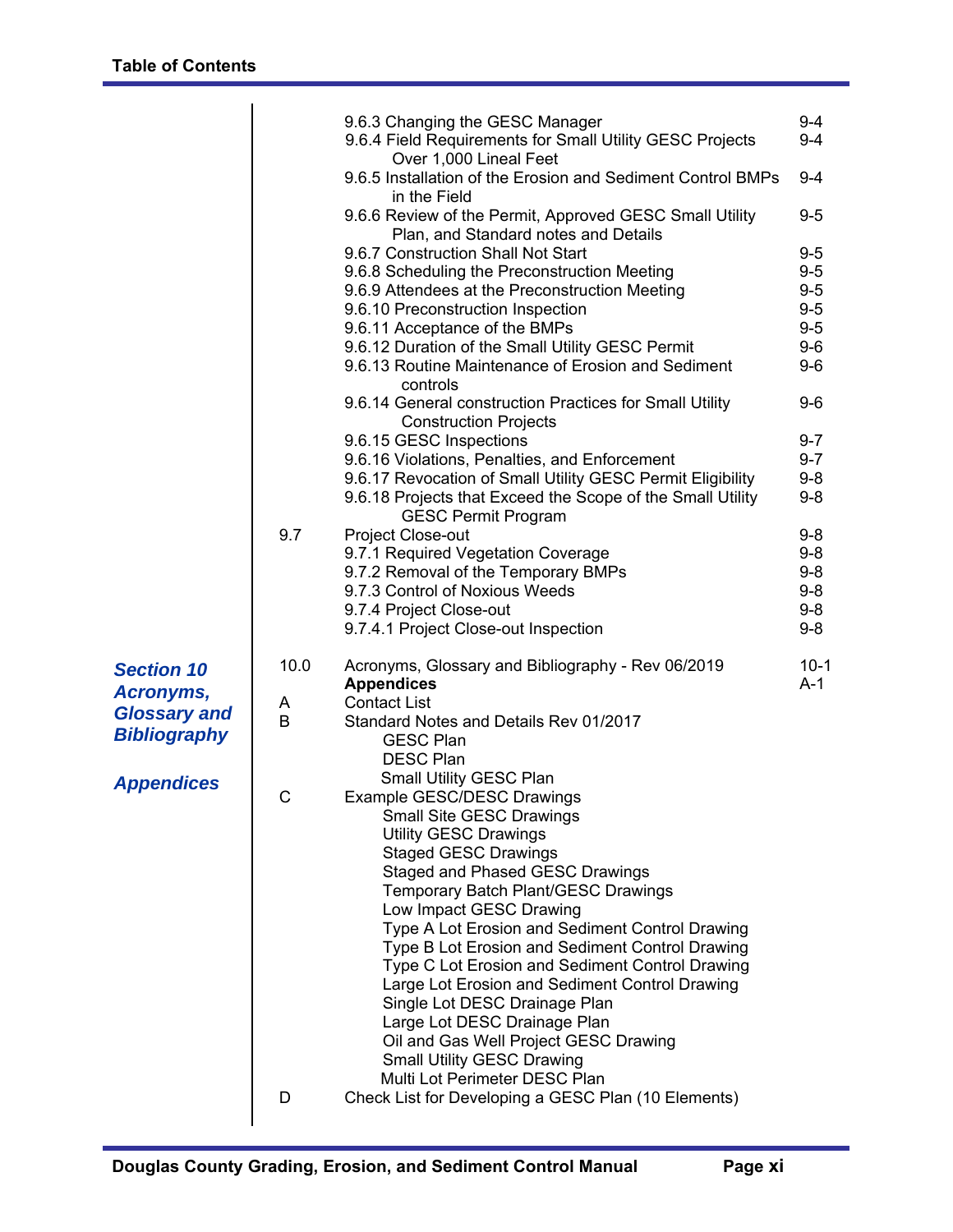| | | | |
|---|---|---|---|
| | | 9.6.3 Changing the GESC Manager | 9-4 |
| | | 9.6.4 Field Requirements for Small Utility GESC Projects Over 1,000 Lineal Feet | 9-4 |
| | | 9.6.5 Installation of the Erosion and Sediment Control BMPs in the Field | 9-4 |
| | | 9.6.6 Review of the Permit, Approved GESC Small Utility Plan, and Standard notes and Details | 9-5 |
| | | 9.6.7 Construction Shall Not Start | 9-5 |
| | | 9.6.8 Scheduling the Preconstruction Meeting | 9-5 |
| | | 9.6.9 Attendees at the Preconstruction Meeting | 9-5 |
| | | 9.6.10 Preconstruction Inspection | 9-5 |
| | | 9.6.11 Acceptance of the BMPs | 9-5 |
| | | 9.6.12 Duration of the Small Utility GESC Permit | 9-6 |
| | | 9.6.13 Routine Maintenance of Erosion and Sediment controls | 9-6 |
| | | 9.6.14 General construction Practices for Small Utility Construction Projects | 9-6 |
| | | 9.6.15 GESC Inspections | 9-7 |
| | | 9.6.16 Violations, Penalties, and Enforcement | 9-7 |
| | | 9.6.17 Revocation of Small Utility GESC Permit Eligibility | 9-8 |
| | | 9.6.18 Projects that Exceed the Scope of the Small Utility GESC Permit Program | 9-8 |
| | 9.7 | Project Close-out | 9-8 |
| | | 9.7.1 Required Vegetation Coverage | 9-8 |
| | | 9.7.2 Removal of the Temporary BMPs | 9-8 |
| | | 9.7.3 Control of Noxious Weeds | 9-8 |
| | | 9.7.4 Project Close-out | 9-8 |
| | | 9.7.4.1 Project Close-out Inspection | 9-8 |
| ***Section 10 Acronyms, Glossary and Bibliography*** | 10.0 | Acronyms, Glossary and Bibliography - Rev 06/2019 | 10-1 |
| ***Appendices*** | | **Appendices** | A-1 |
| | A | Contact List | |
| | B | Standard Notes and Details Rev 01/2017 | |
| | | GESC Plan | |
| | | DESC Plan | |
| | | Small Utility GESC Plan | |
| | C | Example GESC/DESC Drawings | |
| | | Small Site GESC Drawings | |
| | | Utility GESC Drawings | |
| | | Staged GESC Drawings | |
| | | Staged and Phased GESC Drawings | |
| | | Temporary Batch Plant/GESC Drawings | |
| | | Low Impact GESC Drawing | |
| | | Type A Lot Erosion and Sediment Control Drawing | |
| | | Type B Lot Erosion and Sediment Control Drawing | |
| | | Type C Lot Erosion and Sediment Control Drawing | |
| | | Large Lot Erosion and Sediment Control Drawing | |
| | | Single Lot DESC Drainage Plan | |
| | | Large Lot DESC Drainage Plan | |
| | | Oil and Gas Well Project GESC Drawing | |
| | | Small Utility GESC Drawing | |
| | | Multi Lot Perimeter DESC Plan | |
| | D | Check List for Developing a GESC Plan (10 Elements) | |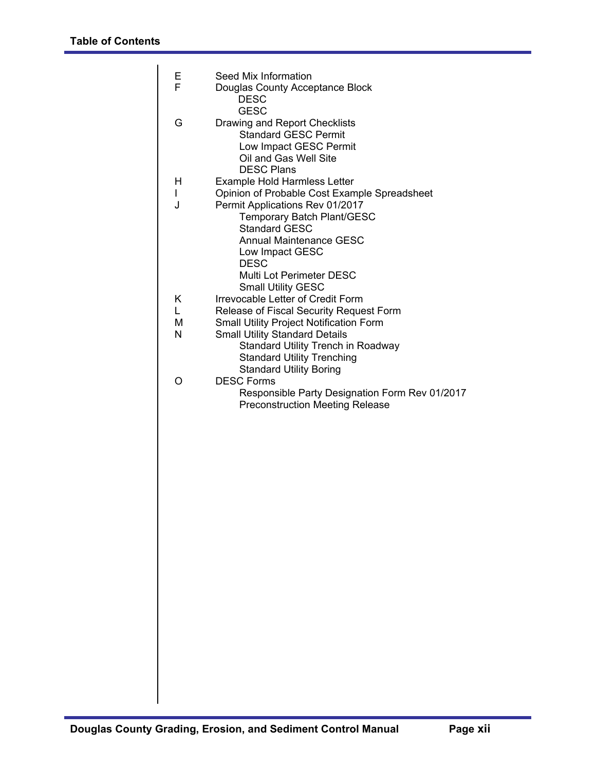E Seed Mix Information

F Douglas County Acceptance Block
- DESC
- GESC

G Drawing and Report Checklists
- Standard GESC Permit
- Low Impact GESC Permit
- Oil and Gas Well Site
- DESC Plans

H Example Hold Harmless Letter

I Opinion of Probable Cost Example Spreadsheet

J Permit Applications Rev 01/2017
- Temporary Batch Plant/GESC
- Standard GESC
- Annual Maintenance GESC
- Low Impact GESC
- DESC
- Multi Lot Perimeter DESC
- Small Utility GESC

K Irrevocable Letter of Credit Form

L Release of Fiscal Security Request Form

M Small Utility Project Notification Form

N Small Utility Standard Details
- Standard Utility Trench in Roadway
- Standard Utility Trenching
- Standard Utility Boring

O DESC Forms
- Responsible Party Designation Form Rev 01/2017
- Preconstruction Meeting Release